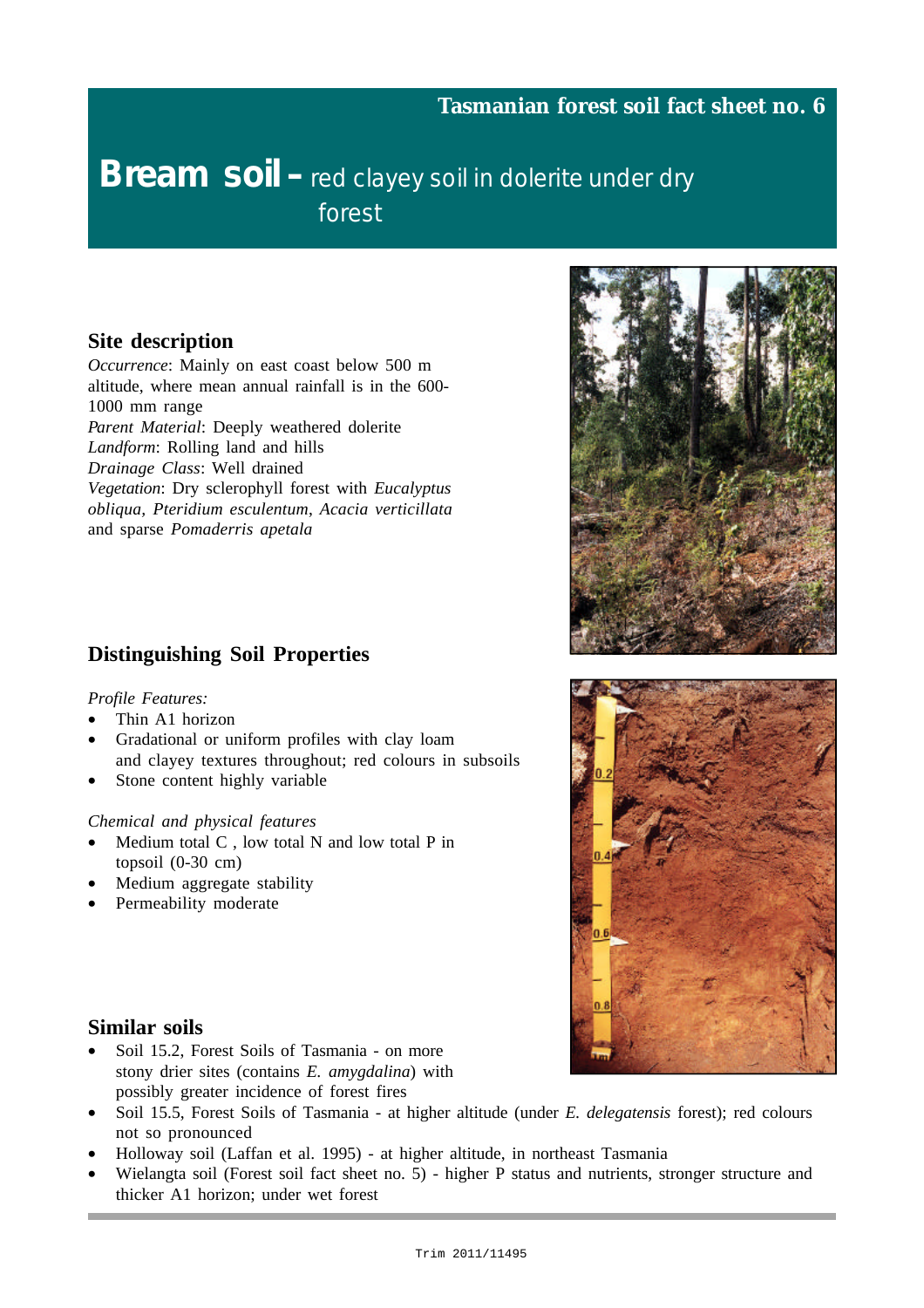**Tasmanian forest soil fact sheet no. 6**

# Bream soil – red clayey soil in dolerite under dry forest

## Site description

*Occurrence*: Mainly on east coast below 500 m altitude, where mean annual rainfall is in the 600-1000 mm range
*Parent Material*: Deeply weathered dolerite
*Landform*: Rolling land and hills
*Drainage Class*: Well drained
*Vegetation*: Dry sclerophyll forest with *Eucalyptus obliqua*, *Pteridium esculentum*, *Acacia verticillata* and sparse *Pomaderris apetala*

## Distinguishing Soil Properties

*Profile Features:*

- Thin A1 horizon
- Gradational or uniform profiles with clay loam and clayey textures throughout; red colours in subsoils
- Stone content highly variable

*Chemical and physical features*

- Medium total C , low total N and low total P in topsoil (0-30 cm)
- Medium aggregate stability
- Permeability moderate

## Similar soils

- Soil 15.2, Forest Soils of Tasmania - on more stony drier sites (contains *E. amygdalina*) with possibly greater incidence of forest fires
- Soil 15.5, Forest Soils of Tasmania - at higher altitude (under *E. delegatensis* forest); red colours not so pronounced
- Holloway soil (Laffan et al. 1995) - at higher altitude, in northeast Tasmania
- Wielangta soil (Forest soil fact sheet no. 5) - higher P status and nutrients, stronger structure and thicker A1 horizon; under wet forest

Trim 2011/11495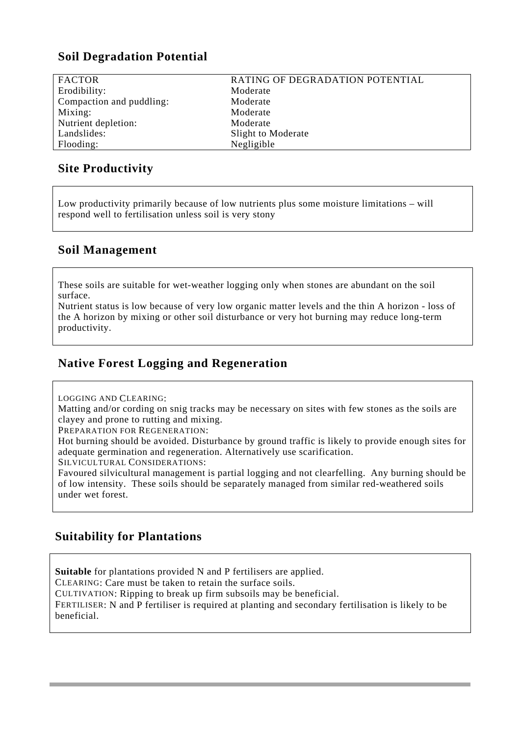## Soil Degradation Potential

| FACTOR | RATING OF DEGRADATION POTENTIAL |
|---|---|
| Erodibility: | Moderate |
| Compaction and puddling: | Moderate |
| Mixing: | Moderate |
| Nutrient depletion: | Moderate |
| Landslides: | Slight to Moderate |
| Flooding: | Negligible |

## Site Productivity

Low productivity primarily because of low nutrients plus some moisture limitations – will respond well to fertilisation unless soil is very stony

## Soil Management

These soils are suitable for wet-weather logging only when stones are abundant on the soil surface.
Nutrient status is low because of very low organic matter levels and the thin A horizon - loss of the A horizon by mixing or other soil disturbance or very hot burning may reduce long-term productivity.

## Native Forest Logging and Regeneration

LOGGING AND CLEARING:
Matting and/or cording on snig tracks may be necessary on sites with few stones as the soils are clayey and prone to rutting and mixing.
PREPARATION FOR REGENERATION:
Hot burning should be avoided. Disturbance by ground traffic is likely to provide enough sites for adequate germination and regeneration. Alternatively use scarification.
SILVICULTURAL CONSIDERATIONS:
Favoured silvicultural management is partial logging and not clearfelling. Any burning should be of low intensity. These soils should be separately managed from similar red-weathered soils under wet forest.

## Suitability for Plantations

**Suitable** for plantations provided N and P fertilisers are applied.
CLEARING: Care must be taken to retain the surface soils.
CULTIVATION: Ripping to break up firm subsoils may be beneficial.
FERTILISER: N and P fertiliser is required at planting and secondary fertilisation is likely to be beneficial.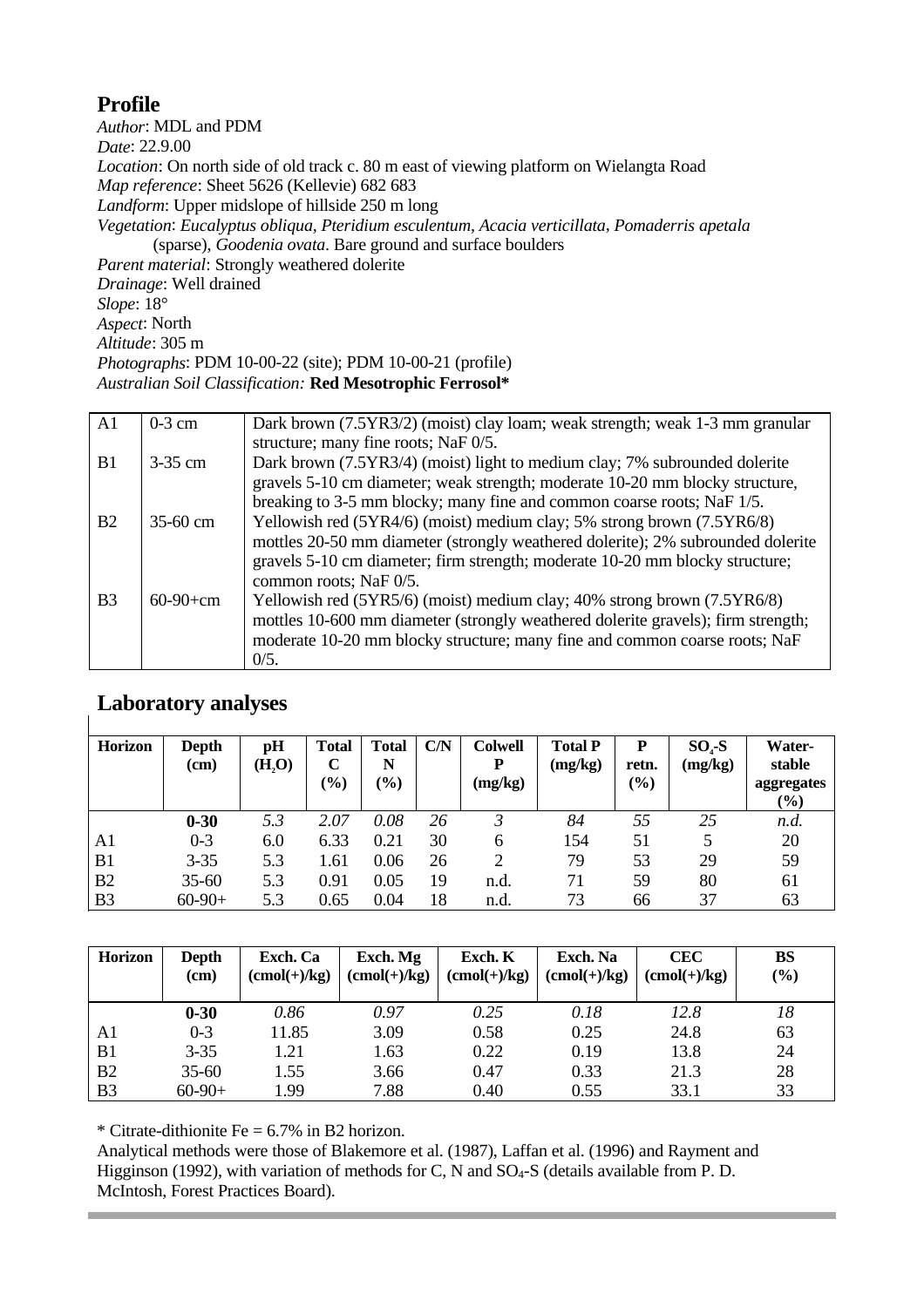## Profile

*Author*: MDL and PDM
*Date*: 22.9.00
*Location*: On north side of old track c. 80 m east of viewing platform on Wielangta Road
*Map reference*: Sheet 5626 (Kellevie) 682 683
*Landform*: Upper midslope of hillside 250 m long
*Vegetation*: *Eucalyptus obliqua*, *Pteridium esculentum*, *Acacia verticillata*, *Pomaderris apetala* (sparse), *Goodenia ovata*. Bare ground and surface boulders
*Parent material*: Strongly weathered dolerite
*Drainage*: Well drained
*Slope*: 18°
*Aspect*: North
*Altitude*: 305 m
*Photographs*: PDM 10-00-22 (site); PDM 10-00-21 (profile)
*Australian Soil Classification:* **Red Mesotrophic Ferrosol***

| | | |
|---|---|---|
| A1 | 0-3 cm | Dark brown (7.5YR3/2) (moist) clay loam; weak strength; weak 1-3 mm granular structure; many fine roots; NaF 0/5. |
| B1 | 3-35 cm | Dark brown (7.5YR3/4) (moist) light to medium clay; 7% subrounded dolerite gravels 5-10 cm diameter; weak strength; moderate 10-20 mm blocky structure, breaking to 3-5 mm blocky; many fine and common coarse roots; NaF 1/5. |
| B2 | 35-60 cm | Yellowish red (5YR4/6) (moist) medium clay; 5% strong brown (7.5YR6/8) mottles 20-50 mm diameter (strongly weathered dolerite); 2% subrounded dolerite gravels 5-10 cm diameter; firm strength; moderate 10-20 mm blocky structure; common roots; NaF 0/5. |
| B3 | 60-90+cm | Yellowish red (5YR5/6) (moist) medium clay; 40% strong brown (7.5YR6/8) mottles 10-600 mm diameter (strongly weathered dolerite gravels); firm strength; moderate 10-20 mm blocky structure; many fine and common coarse roots; NaF 0/5. |

## Laboratory analyses

| Horizon | Depth (cm) | pH ($H_2O$) | Total C (%) | Total N (%) | C/N | Colwell P (mg/kg) | Total P (mg/kg) | P retn. (%) | $SO_4$-S (mg/kg) | Water-stable aggregates (%) |
|---|---|---|---|---|---|---|---|---|---|---|
| | **0-30** | *5.3* | *2.07* | *0.08* | *26* | *3* | *84* | *55* | *25* | *n.d.* |
| A1 | 0-3 | 6.0 | 6.33 | 0.21 | 30 | 6 | 154 | 51 | 5 | 20 |
| B1 | 3-35 | 5.3 | 1.61 | 0.06 | 26 | 2 | 79 | 53 | 29 | 59 |
| B2 | 35-60 | 5.3 | 0.91 | 0.05 | 19 | n.d. | 71 | 59 | 80 | 61 |
| B3 | 60-90+ | 5.3 | 0.65 | 0.04 | 18 | n.d. | 73 | 66 | 37 | 63 |

| Horizon | Depth (cm) | Exch. Ca (cmol(+)/kg) | Exch. Mg (cmol(+)/kg) | Exch. K (cmol(+)/kg) | Exch. Na (cmol(+)/kg) | CEC (cmol(+)/kg) | BS (%) |
|---|---|---|---|---|---|---|---|
| | **0-30** | *0.86* | *0.97* | *0.25* | *0.18* | *12.8* | *18* |
| A1 | 0-3 | 11.85 | 3.09 | 0.58 | 0.25 | 24.8 | 63 |
| B1 | 3-35 | 1.21 | 1.63 | 0.22 | 0.19 | 13.8 | 24 |
| B2 | 35-60 | 1.55 | 3.66 | 0.47 | 0.33 | 21.3 | 28 |
| B3 | 60-90+ | 1.99 | 7.88 | 0.40 | 0.55 | 33.1 | 33 |

* Citrate-dithionite Fe = 6.7% in B2 horizon.

Analytical methods were those of Blakemore et al. (1987), Laffan et al. (1996) and Rayment and Higginson (1992), with variation of methods for C, N and $SO_4$-S (details available from P. D. McIntosh, Forest Practices Board).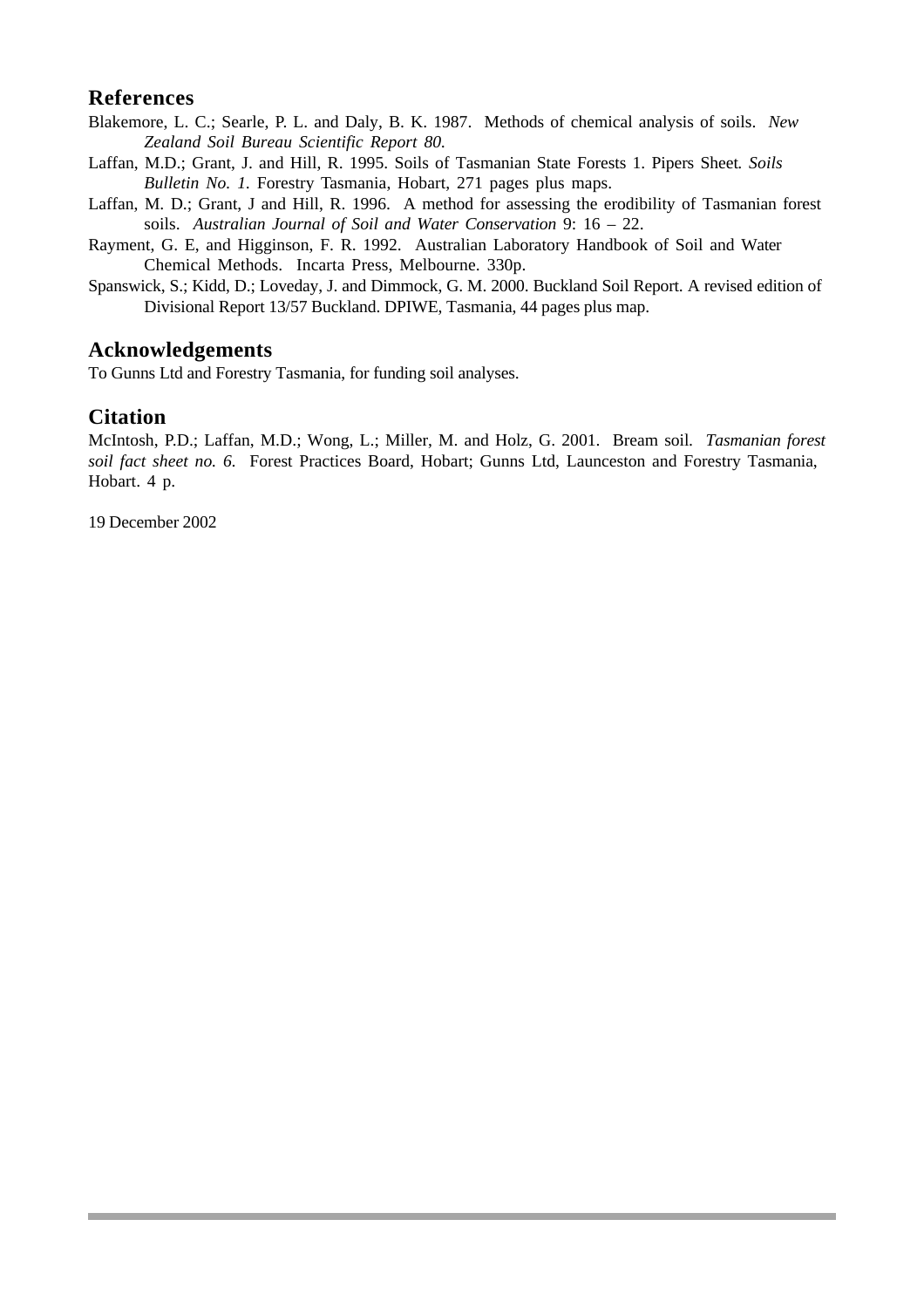## References

Blakemore, L. C.; Searle, P. L. and Daly, B. K. 1987. Methods of chemical analysis of soils. *New Zealand Soil Bureau Scientific Report 80.*

Laffan, M.D.; Grant, J. and Hill, R. 1995. Soils of Tasmanian State Forests 1. Pipers Sheet. *Soils Bulletin No. 1.* Forestry Tasmania, Hobart, 271 pages plus maps.

Laffan, M. D.; Grant, J and Hill, R. 1996. A method for assessing the erodibility of Tasmanian forest soils. *Australian Journal of Soil and Water Conservation* 9: 16 – 22.

Rayment, G. E, and Higginson, F. R. 1992. Australian Laboratory Handbook of Soil and Water Chemical Methods. Incarta Press, Melbourne. 330p.

Spanswick, S.; Kidd, D.; Loveday, J. and Dimmock, G. M. 2000. Buckland Soil Report. A revised edition of Divisional Report 13/57 Buckland. DPIWE, Tasmania, 44 pages plus map.

## Acknowledgements

To Gunns Ltd and Forestry Tasmania, for funding soil analyses.

## Citation

McIntosh, P.D.; Laffan, M.D.; Wong, L.; Miller, M. and Holz, G. 2001. Bream soil. *Tasmanian forest soil fact sheet no. 6.* Forest Practices Board, Hobart; Gunns Ltd, Launceston and Forestry Tasmania, Hobart. 4 p.

19 December 2002